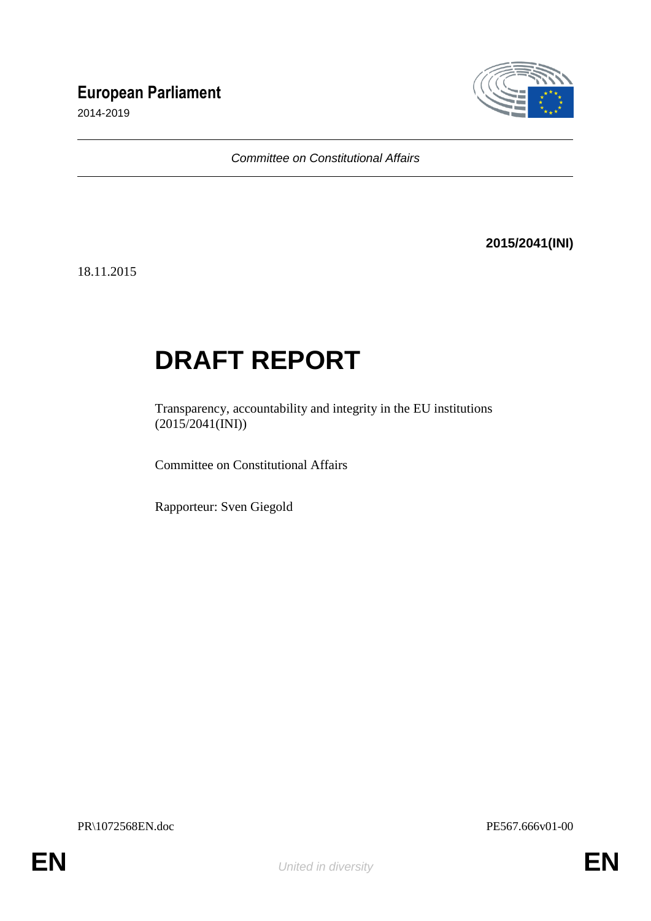# European Parliament

2014-2019

*Committee on Constitutional Affairs*

**2015/2041(INI)**

18.11.2015

# DRAFT REPORT

Transparency, accountability and integrity in the EU institutions (2015/2041(INI))

Committee on Constitutional Affairs

Rapporteur: Sven Giegold

PR\1072568EN.doc

PE567.666v01-00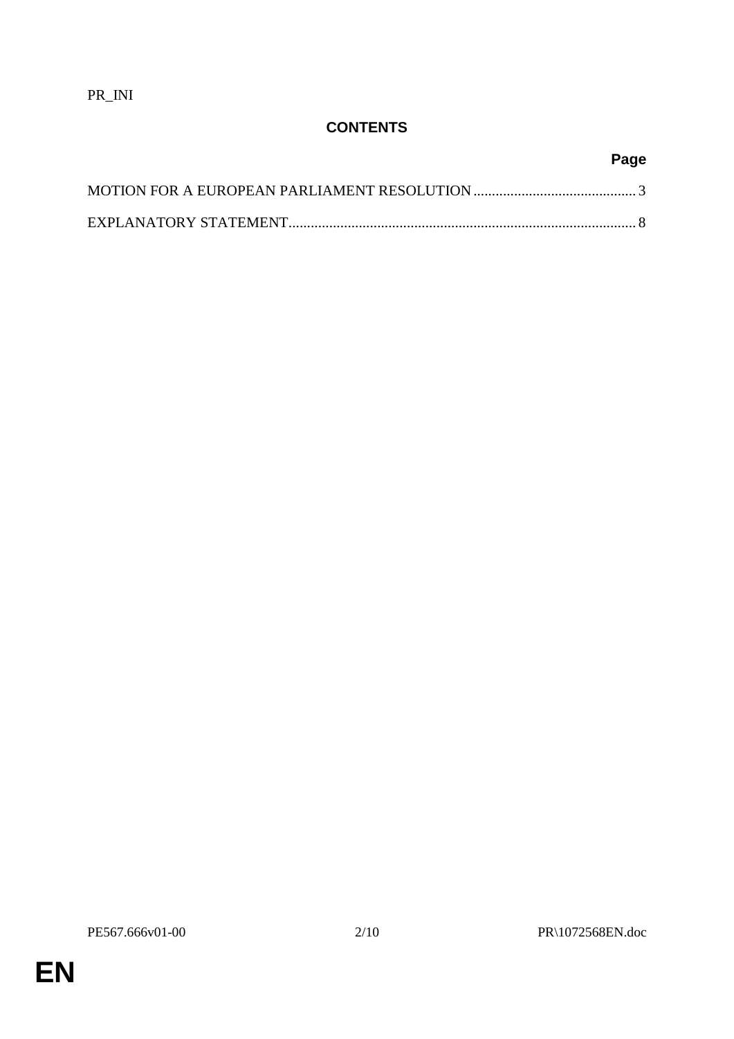PR_INI

# CONTENTS

| | Page |
|---|---|
| MOTION FOR A EUROPEAN PARLIAMENT RESOLUTION | 3 |
| EXPLANATORY STATEMENT | 8 |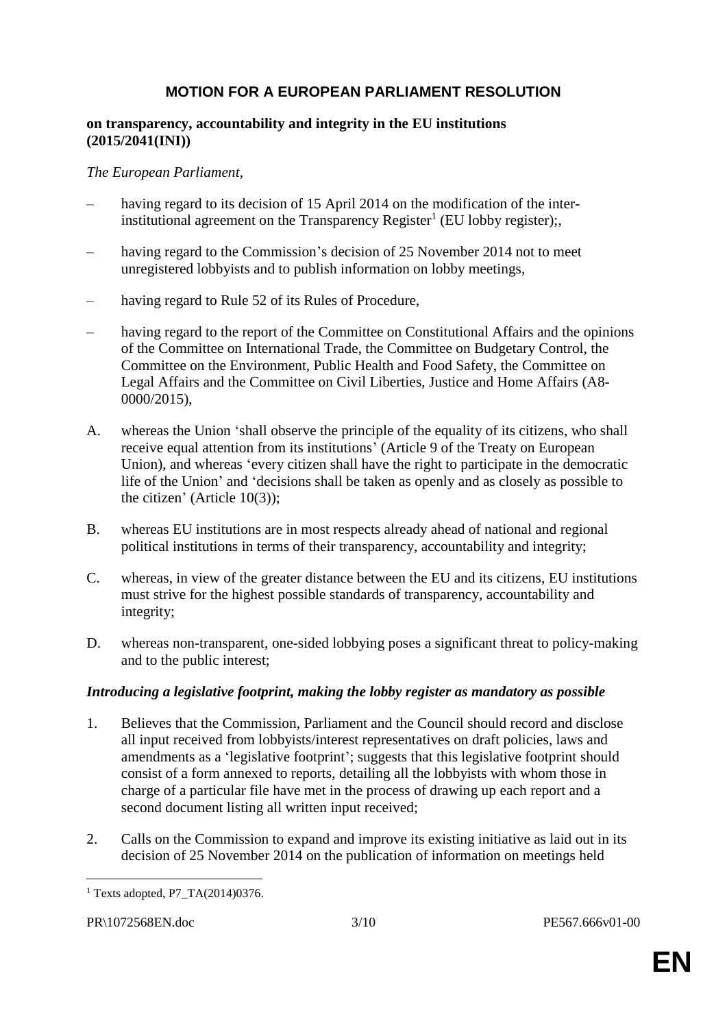# MOTION FOR A EUROPEAN PARLIAMENT RESOLUTION

**on transparency, accountability and integrity in the EU institutions (2015/2041(INI))**

*The European Parliament*,

– having regard to its decision of 15 April 2014 on the modification of the inter-institutional agreement on the Transparency Register[1] (EU lobby register);,

– having regard to the Commission's decision of 25 November 2014 not to meet unregistered lobbyists and to publish information on lobby meetings,

– having regard to Rule 52 of its Rules of Procedure,

– having regard to the report of the Committee on Constitutional Affairs and the opinions of the Committee on International Trade, the Committee on Budgetary Control, the Committee on the Environment, Public Health and Food Safety, the Committee on Legal Affairs and the Committee on Civil Liberties, Justice and Home Affairs (A8-0000/2015),

A. whereas the Union 'shall observe the principle of the equality of its citizens, who shall receive equal attention from its institutions' (Article 9 of the Treaty on European Union), and whereas 'every citizen shall have the right to participate in the democratic life of the Union' and 'decisions shall be taken as openly and as closely as possible to the citizen' (Article 10(3));

B. whereas EU institutions are in most respects already ahead of national and regional political institutions in terms of their transparency, accountability and integrity;

C. whereas, in view of the greater distance between the EU and its citizens, EU institutions must strive for the highest possible standards of transparency, accountability and integrity;

D. whereas non-transparent, one-sided lobbying poses a significant threat to policy-making and to the public interest;

### *Introducing a legislative footprint, making the lobby register as mandatory as possible*

1. Believes that the Commission, Parliament and the Council should record and disclose all input received from lobbyists/interest representatives on draft policies, laws and amendments as a 'legislative footprint'; suggests that this legislative footprint should consist of a form annexed to reports, detailing all the lobbyists with whom those in charge of a particular file have met in the process of drawing up each report and a second document listing all written input received;

2. Calls on the Commission to expand and improve its existing initiative as laid out in its decision of 25 November 2014 on the publication of information on meetings held

[1] Texts adopted, P7_TA(2014)0376.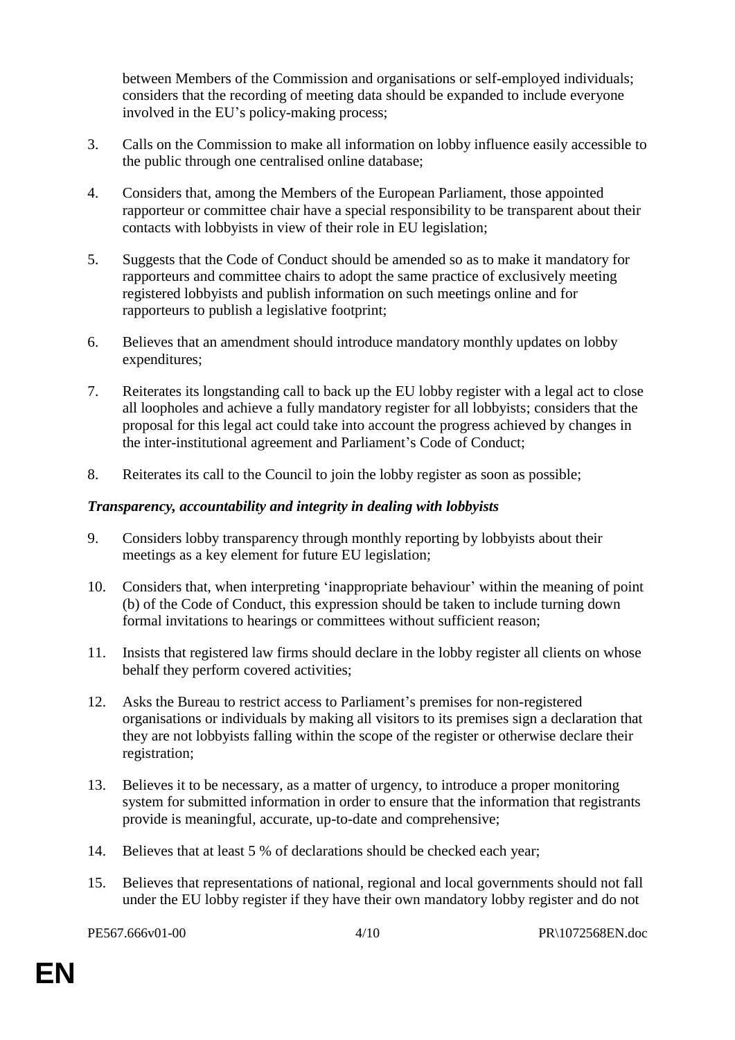between Members of the Commission and organisations or self-employed individuals; considers that the recording of meeting data should be expanded to include everyone involved in the EU's policy-making process;

3. Calls on the Commission to make all information on lobby influence easily accessible to the public through one centralised online database;

4. Considers that, among the Members of the European Parliament, those appointed rapporteur or committee chair have a special responsibility to be transparent about their contacts with lobbyists in view of their role in EU legislation;

5. Suggests that the Code of Conduct should be amended so as to make it mandatory for rapporteurs and committee chairs to adopt the same practice of exclusively meeting registered lobbyists and publish information on such meetings online and for rapporteurs to publish a legislative footprint;

6. Believes that an amendment should introduce mandatory monthly updates on lobby expenditures;

7. Reiterates its longstanding call to back up the EU lobby register with a legal act to close all loopholes and achieve a fully mandatory register for all lobbyists; considers that the proposal for this legal act could take into account the progress achieved by changes in the inter-institutional agreement and Parliament's Code of Conduct;

8. Reiterates its call to the Council to join the lobby register as soon as possible;

***Transparency, accountability and integrity in dealing with lobbyists***

9. Considers lobby transparency through monthly reporting by lobbyists about their meetings as a key element for future EU legislation;

10. Considers that, when interpreting 'inappropriate behaviour' within the meaning of point (b) of the Code of Conduct, this expression should be taken to include turning down formal invitations to hearings or committees without sufficient reason;

11. Insists that registered law firms should declare in the lobby register all clients on whose behalf they perform covered activities;

12. Asks the Bureau to restrict access to Parliament's premises for non-registered organisations or individuals by making all visitors to its premises sign a declaration that they are not lobbyists falling within the scope of the register or otherwise declare their registration;

13. Believes it to be necessary, as a matter of urgency, to introduce a proper monitoring system for submitted information in order to ensure that the information that registrants provide is meaningful, accurate, up-to-date and comprehensive;

14. Believes that at least 5 % of declarations should be checked each year;

15. Believes that representations of national, regional and local governments should not fall under the EU lobby register if they have their own mandatory lobby register and do not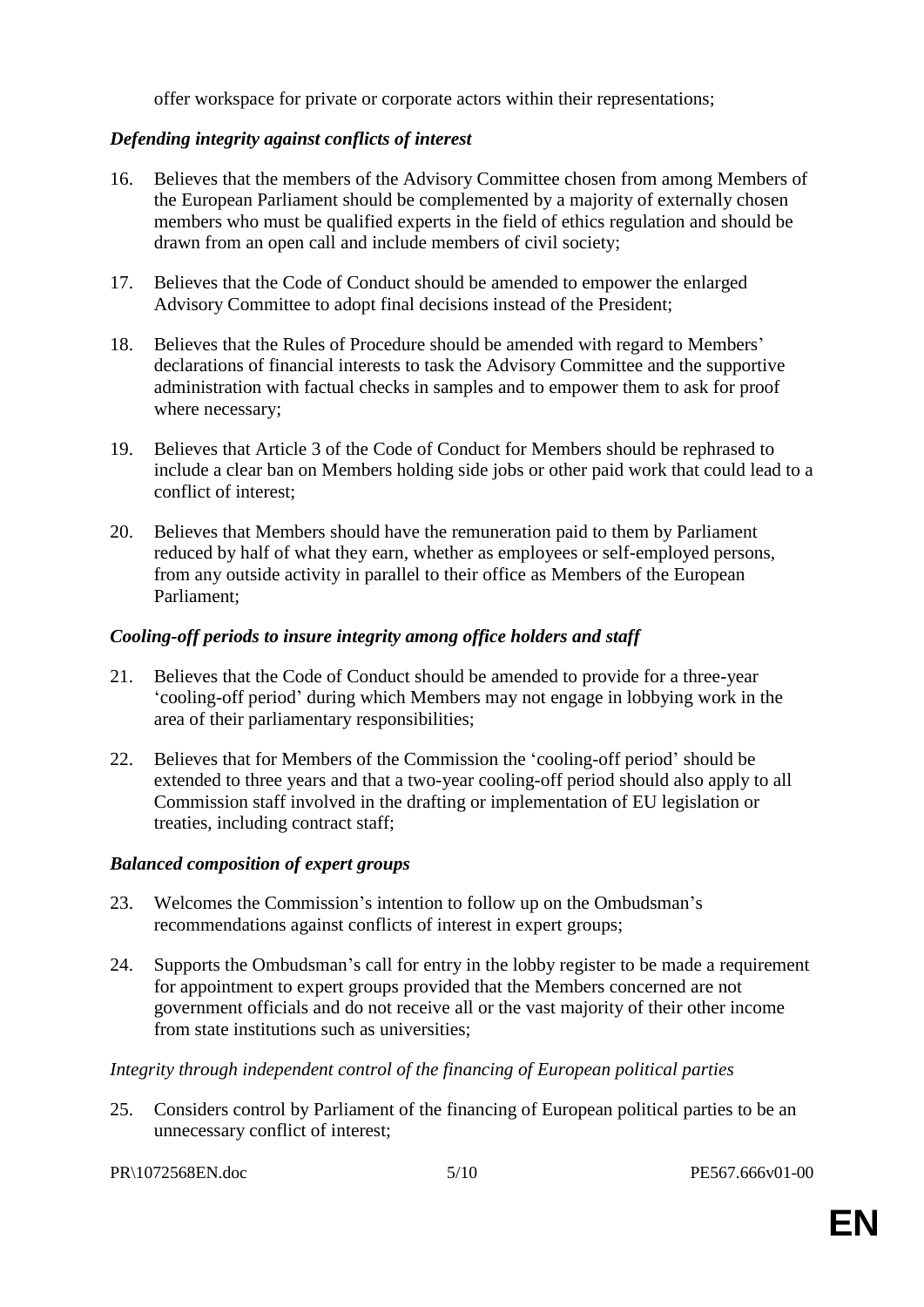offer workspace for private or corporate actors within their representations;

### *Defending integrity against conflicts of interest*

16. Believes that the members of the Advisory Committee chosen from among Members of the European Parliament should be complemented by a majority of externally chosen members who must be qualified experts in the field of ethics regulation and should be drawn from an open call and include members of civil society;

17. Believes that the Code of Conduct should be amended to empower the enlarged Advisory Committee to adopt final decisions instead of the President;

18. Believes that the Rules of Procedure should be amended with regard to Members' declarations of financial interests to task the Advisory Committee and the supportive administration with factual checks in samples and to empower them to ask for proof where necessary;

19. Believes that Article 3 of the Code of Conduct for Members should be rephrased to include a clear ban on Members holding side jobs or other paid work that could lead to a conflict of interest;

20. Believes that Members should have the remuneration paid to them by Parliament reduced by half of what they earn, whether as employees or self-employed persons, from any outside activity in parallel to their office as Members of the European Parliament;

### *Cooling-off periods to insure integrity among office holders and staff*

21. Believes that the Code of Conduct should be amended to provide for a three-year 'cooling-off period' during which Members may not engage in lobbying work in the area of their parliamentary responsibilities;

22. Believes that for Members of the Commission the 'cooling-off period' should be extended to three years and that a two-year cooling-off period should also apply to all Commission staff involved in the drafting or implementation of EU legislation or treaties, including contract staff;

### *Balanced composition of expert groups*

23. Welcomes the Commission's intention to follow up on the Ombudsman's recommendations against conflicts of interest in expert groups;

24. Supports the Ombudsman's call for entry in the lobby register to be made a requirement for appointment to expert groups provided that the Members concerned are not government officials and do not receive all or the vast majority of their other income from state institutions such as universities;

*Integrity through independent control of the financing of European political parties*

25. Considers control by Parliament of the financing of European political parties to be an unnecessary conflict of interest;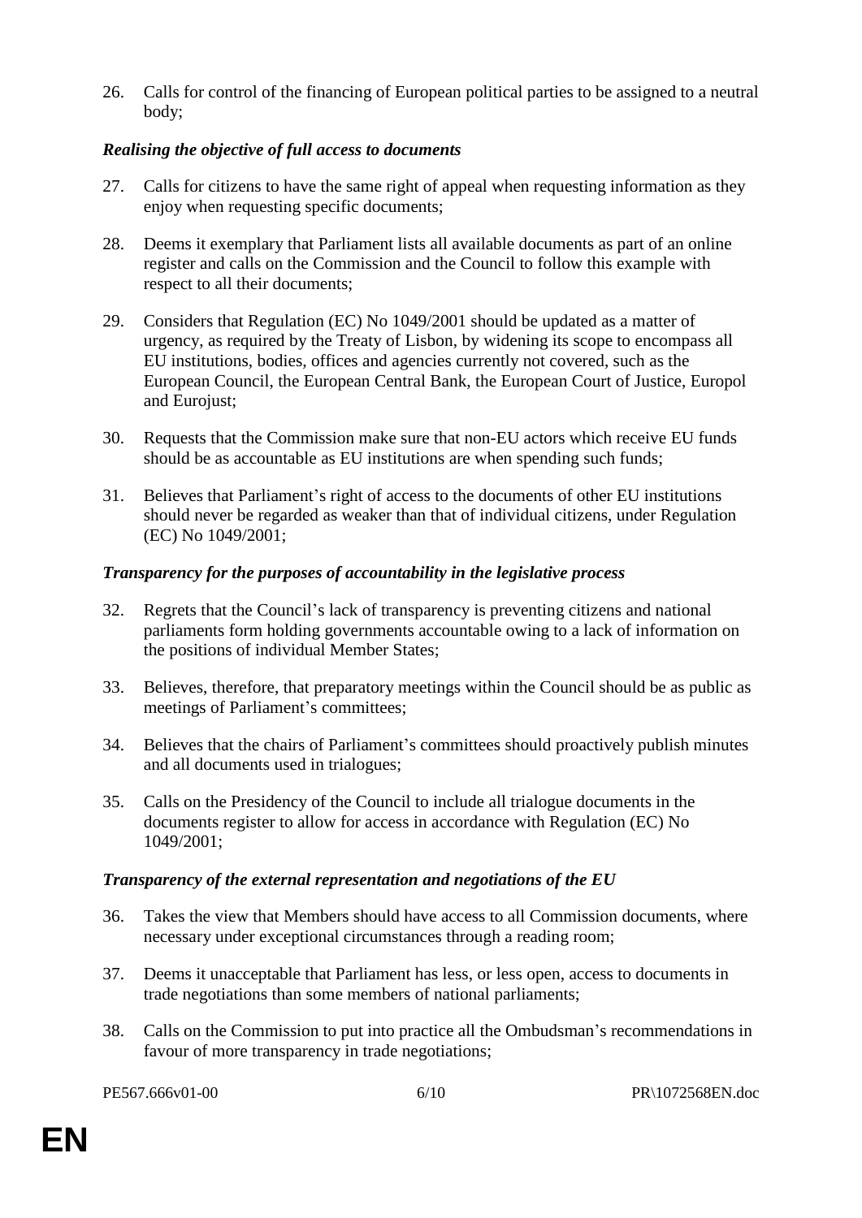26. Calls for control of the financing of European political parties to be assigned to a neutral body;

### *Realising the objective of full access to documents*

27. Calls for citizens to have the same right of appeal when requesting information as they enjoy when requesting specific documents;

28. Deems it exemplary that Parliament lists all available documents as part of an online register and calls on the Commission and the Council to follow this example with respect to all their documents;

29. Considers that Regulation (EC) No 1049/2001 should be updated as a matter of urgency, as required by the Treaty of Lisbon, by widening its scope to encompass all EU institutions, bodies, offices and agencies currently not covered, such as the European Council, the European Central Bank, the European Court of Justice, Europol and Eurojust;

30. Requests that the Commission make sure that non-EU actors which receive EU funds should be as accountable as EU institutions are when spending such funds;

31. Believes that Parliament's right of access to the documents of other EU institutions should never be regarded as weaker than that of individual citizens, under Regulation (EC) No 1049/2001;

### *Transparency for the purposes of accountability in the legislative process*

32. Regrets that the Council's lack of transparency is preventing citizens and national parliaments form holding governments accountable owing to a lack of information on the positions of individual Member States;

33. Believes, therefore, that preparatory meetings within the Council should be as public as meetings of Parliament's committees;

34. Believes that the chairs of Parliament's committees should proactively publish minutes and all documents used in trialogues;

35. Calls on the Presidency of the Council to include all trialogue documents in the documents register to allow for access in accordance with Regulation (EC) No 1049/2001;

### *Transparency of the external representation and negotiations of the EU*

36. Takes the view that Members should have access to all Commission documents, where necessary under exceptional circumstances through a reading room;

37. Deems it unacceptable that Parliament has less, or less open, access to documents in trade negotiations than some members of national parliaments;

38. Calls on the Commission to put into practice all the Ombudsman's recommendations in favour of more transparency in trade negotiations;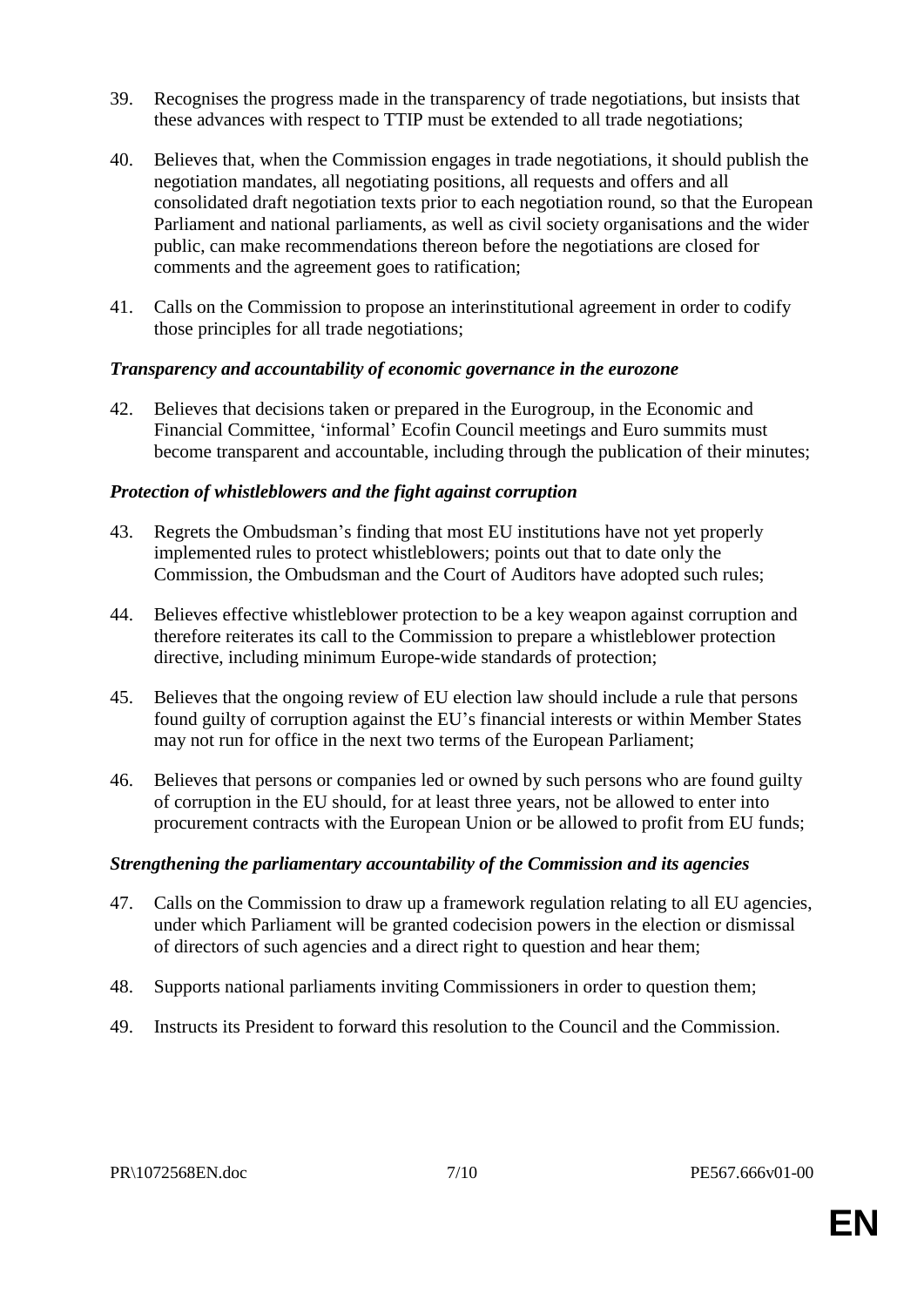39. Recognises the progress made in the transparency of trade negotiations, but insists that these advances with respect to TTIP must be extended to all trade negotiations;

40. Believes that, when the Commission engages in trade negotiations, it should publish the negotiation mandates, all negotiating positions, all requests and offers and all consolidated draft negotiation texts prior to each negotiation round, so that the European Parliament and national parliaments, as well as civil society organisations and the wider public, can make recommendations thereon before the negotiations are closed for comments and the agreement goes to ratification;

41. Calls on the Commission to propose an interinstitutional agreement in order to codify those principles for all trade negotiations;

***Transparency and accountability of economic governance in the eurozone***

42. Believes that decisions taken or prepared in the Eurogroup, in the Economic and Financial Committee, 'informal' Ecofin Council meetings and Euro summits must become transparent and accountable, including through the publication of their minutes;

***Protection of whistleblowers and the fight against corruption***

43. Regrets the Ombudsman's finding that most EU institutions have not yet properly implemented rules to protect whistleblowers; points out that to date only the Commission, the Ombudsman and the Court of Auditors have adopted such rules;

44. Believes effective whistleblower protection to be a key weapon against corruption and therefore reiterates its call to the Commission to prepare a whistleblower protection directive, including minimum Europe-wide standards of protection;

45. Believes that the ongoing review of EU election law should include a rule that persons found guilty of corruption against the EU's financial interests or within Member States may not run for office in the next two terms of the European Parliament;

46. Believes that persons or companies led or owned by such persons who are found guilty of corruption in the EU should, for at least three years, not be allowed to enter into procurement contracts with the European Union or be allowed to profit from EU funds;

***Strengthening the parliamentary accountability of the Commission and its agencies***

47. Calls on the Commission to draw up a framework regulation relating to all EU agencies, under which Parliament will be granted codecision powers in the election or dismissal of directors of such agencies and a direct right to question and hear them;

48. Supports national parliaments inviting Commissioners in order to question them;

49. Instructs its President to forward this resolution to the Council and the Commission.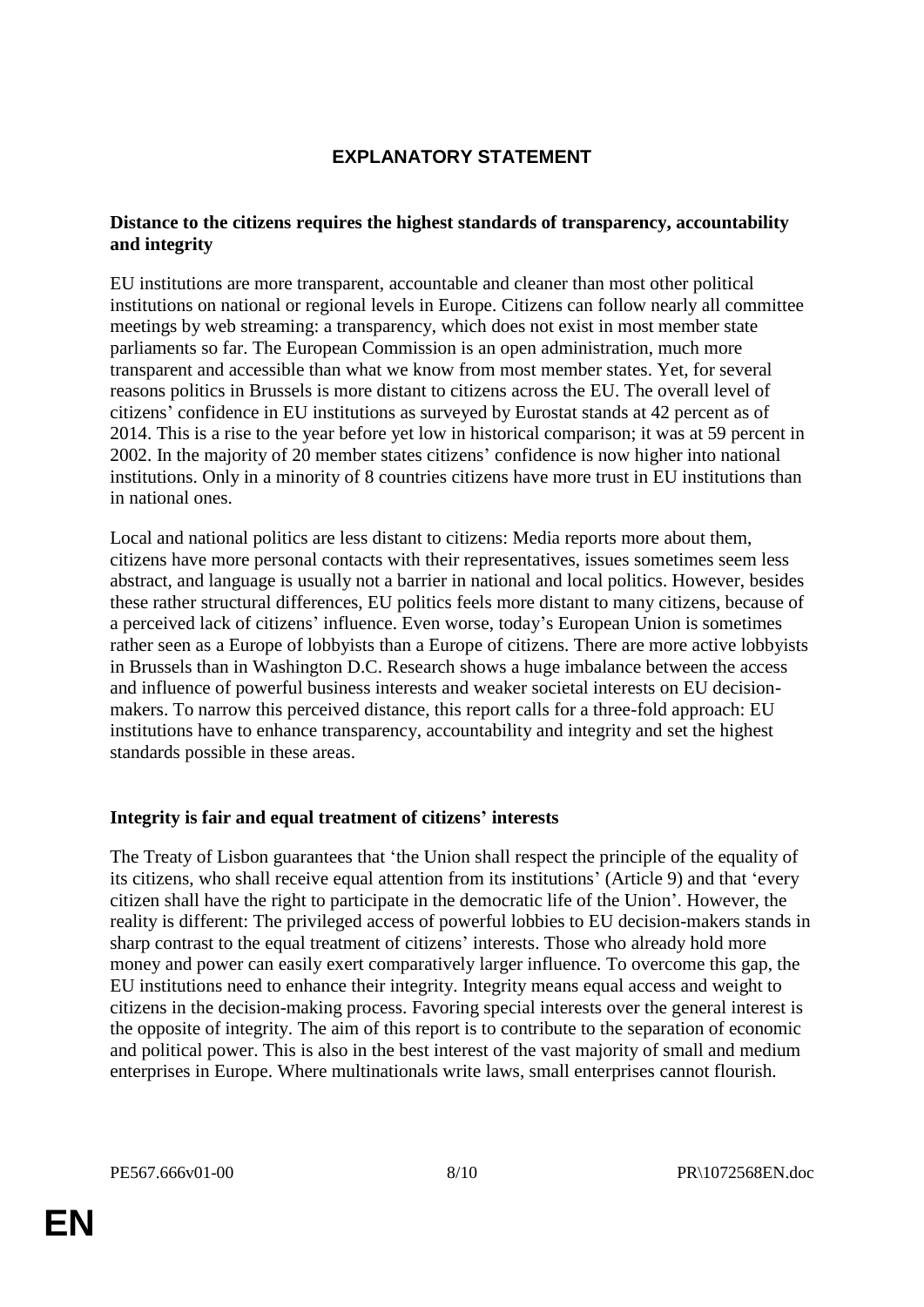# EXPLANATORY STATEMENT

**Distance to the citizens requires the highest standards of transparency, accountability and integrity**

EU institutions are more transparent, accountable and cleaner than most other political institutions on national or regional levels in Europe. Citizens can follow nearly all committee meetings by web streaming: a transparency, which does not exist in most member state parliaments so far. The European Commission is an open administration, much more transparent and accessible than what we know from most member states. Yet, for several reasons politics in Brussels is more distant to citizens across the EU. The overall level of citizens' confidence in EU institutions as surveyed by Eurostat stands at 42 percent as of 2014. This is a rise to the year before yet low in historical comparison; it was at 59 percent in 2002. In the majority of 20 member states citizens' confidence is now higher into national institutions. Only in a minority of 8 countries citizens have more trust in EU institutions than in national ones.

Local and national politics are less distant to citizens: Media reports more about them, citizens have more personal contacts with their representatives, issues sometimes seem less abstract, and language is usually not a barrier in national and local politics. However, besides these rather structural differences, EU politics feels more distant to many citizens, because of a perceived lack of citizens' influence. Even worse, today's European Union is sometimes rather seen as a Europe of lobbyists than a Europe of citizens. There are more active lobbyists in Brussels than in Washington D.C. Research shows a huge imbalance between the access and influence of powerful business interests and weaker societal interests on EU decision-makers. To narrow this perceived distance, this report calls for a three-fold approach: EU institutions have to enhance transparency, accountability and integrity and set the highest standards possible in these areas.

**Integrity is fair and equal treatment of citizens' interests**

The Treaty of Lisbon guarantees that 'the Union shall respect the principle of the equality of its citizens, who shall receive equal attention from its institutions' (Article 9) and that 'every citizen shall have the right to participate in the democratic life of the Union'. However, the reality is different: The privileged access of powerful lobbies to EU decision-makers stands in sharp contrast to the equal treatment of citizens' interests. Those who already hold more money and power can easily exert comparatively larger influence. To overcome this gap, the EU institutions need to enhance their integrity. Integrity means equal access and weight to citizens in the decision-making process. Favoring special interests over the general interest is the opposite of integrity. The aim of this report is to contribute to the separation of economic and political power. This is also in the best interest of the vast majority of small and medium enterprises in Europe. Where multinationals write laws, small enterprises cannot flourish.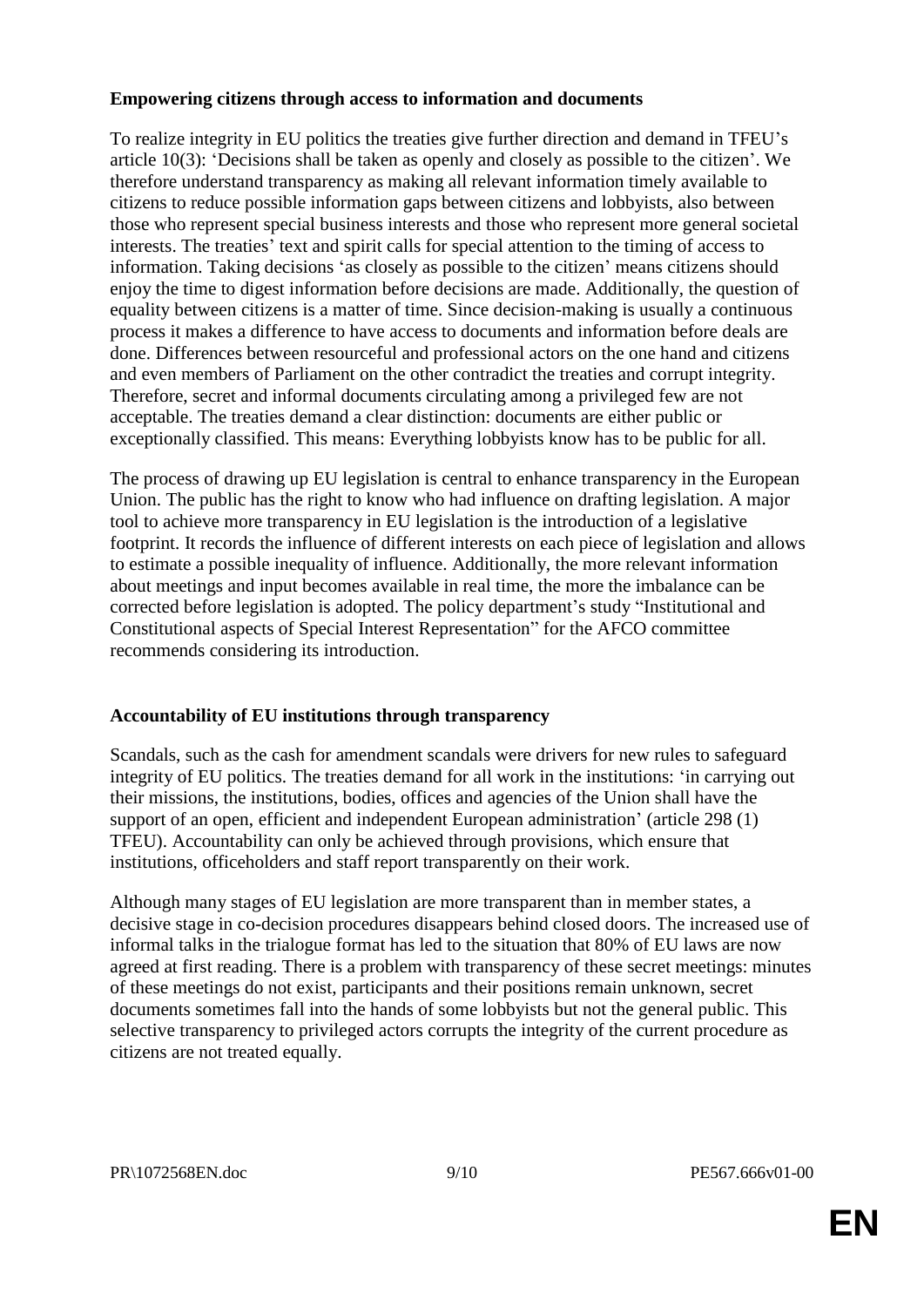**Empowering citizens through access to information and documents**

To realize integrity in EU politics the treaties give further direction and demand in TFEU's article 10(3): 'Decisions shall be taken as openly and closely as possible to the citizen'. We therefore understand transparency as making all relevant information timely available to citizens to reduce possible information gaps between citizens and lobbyists, also between those who represent special business interests and those who represent more general societal interests. The treaties' text and spirit calls for special attention to the timing of access to information. Taking decisions 'as closely as possible to the citizen' means citizens should enjoy the time to digest information before decisions are made. Additionally, the question of equality between citizens is a matter of time. Since decision-making is usually a continuous process it makes a difference to have access to documents and information before deals are done. Differences between resourceful and professional actors on the one hand and citizens and even members of Parliament on the other contradict the treaties and corrupt integrity. Therefore, secret and informal documents circulating among a privileged few are not acceptable. The treaties demand a clear distinction: documents are either public or exceptionally classified. This means: Everything lobbyists know has to be public for all.

The process of drawing up EU legislation is central to enhance transparency in the European Union. The public has the right to know who had influence on drafting legislation. A major tool to achieve more transparency in EU legislation is the introduction of a legislative footprint. It records the influence of different interests on each piece of legislation and allows to estimate a possible inequality of influence. Additionally, the more relevant information about meetings and input becomes available in real time, the more the imbalance can be corrected before legislation is adopted. The policy department's study "Institutional and Constitutional aspects of Special Interest Representation" for the AFCO committee recommends considering its introduction.

**Accountability of EU institutions through transparency**

Scandals, such as the cash for amendment scandals were drivers for new rules to safeguard integrity of EU politics. The treaties demand for all work in the institutions: 'in carrying out their missions, the institutions, bodies, offices and agencies of the Union shall have the support of an open, efficient and independent European administration' (article 298 (1) TFEU). Accountability can only be achieved through provisions, which ensure that institutions, officeholders and staff report transparently on their work.

Although many stages of EU legislation are more transparent than in member states, a decisive stage in co-decision procedures disappears behind closed doors. The increased use of informal talks in the trialogue format has led to the situation that 80% of EU laws are now agreed at first reading. There is a problem with transparency of these secret meetings: minutes of these meetings do not exist, participants and their positions remain unknown, secret documents sometimes fall into the hands of some lobbyists but not the general public. This selective transparency to privileged actors corrupts the integrity of the current procedure as citizens are not treated equally.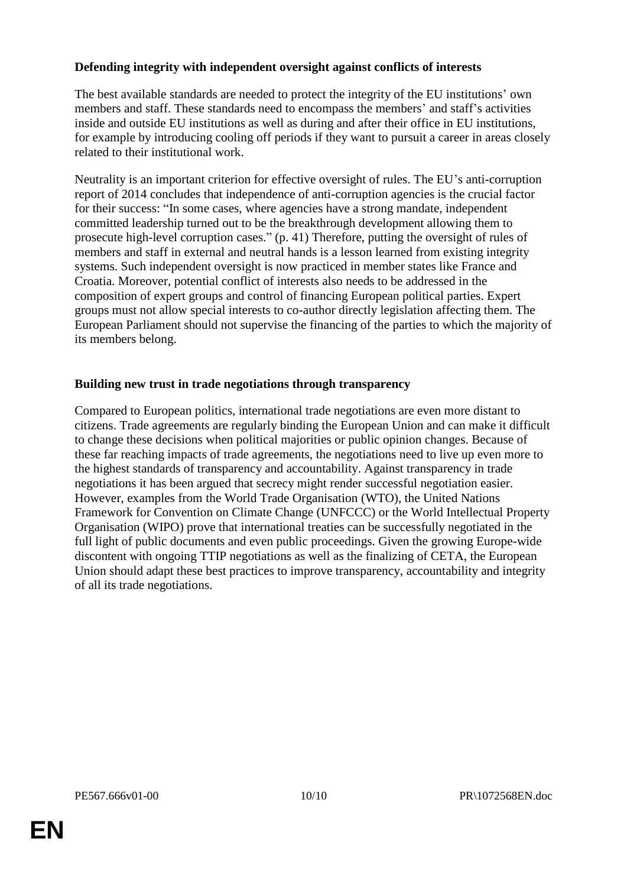**Defending integrity with independent oversight against conflicts of interests**

The best available standards are needed to protect the integrity of the EU institutions' own members and staff. These standards need to encompass the members' and staff's activities inside and outside EU institutions as well as during and after their office in EU institutions, for example by introducing cooling off periods if they want to pursuit a career in areas closely related to their institutional work.

Neutrality is an important criterion for effective oversight of rules. The EU's anti-corruption report of 2014 concludes that independence of anti-corruption agencies is the crucial factor for their success: "In some cases, where agencies have a strong mandate, independent committed leadership turned out to be the breakthrough development allowing them to prosecute high-level corruption cases." (p. 41) Therefore, putting the oversight of rules of members and staff in external and neutral hands is a lesson learned from existing integrity systems. Such independent oversight is now practiced in member states like France and Croatia. Moreover, potential conflict of interests also needs to be addressed in the composition of expert groups and control of financing European political parties. Expert groups must not allow special interests to co-author directly legislation affecting them. The European Parliament should not supervise the financing of the parties to which the majority of its members belong.

**Building new trust in trade negotiations through transparency**

Compared to European politics, international trade negotiations are even more distant to citizens. Trade agreements are regularly binding the European Union and can make it difficult to change these decisions when political majorities or public opinion changes. Because of these far reaching impacts of trade agreements, the negotiations need to live up even more to the highest standards of transparency and accountability. Against transparency in trade negotiations it has been argued that secrecy might render successful negotiation easier. However, examples from the World Trade Organisation (WTO), the United Nations Framework for Convention on Climate Change (UNFCCC) or the World Intellectual Property Organisation (WIPO) prove that international treaties can be successfully negotiated in the full light of public documents and even public proceedings. Given the growing Europe-wide discontent with ongoing TTIP negotiations as well as the finalizing of CETA, the European Union should adapt these best practices to improve transparency, accountability and integrity of all its trade negotiations.